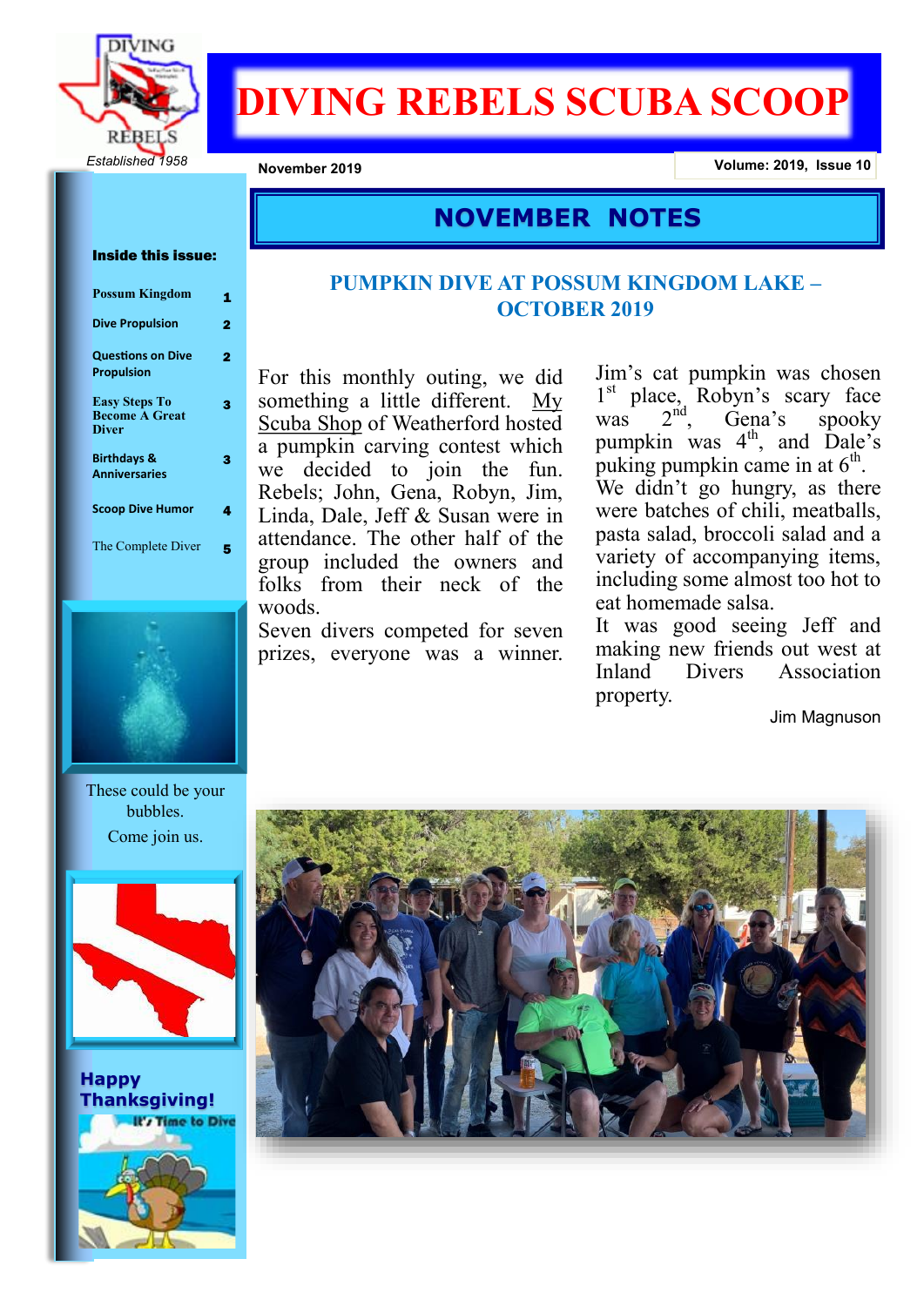# DIVING REBELS SCUBA SCOOP

Established 1958

November 2019

Volume: 2019, Issue 10

**Inside this issue:**

| | |
|---|---|
| Possum Kingdom | 1 |
| Dive Propulsion | 2 |
| Questions on Dive Propulsion | 2 |
| Easy Steps To Become A Great Diver | 3 |
| Birthdays & Anniversaries | 3 |
| Scoop Dive Humor | 4 |
| The Complete Diver | 5 |

These could be your bubbles.
Come join us.

**Happy Thanksgiving!**

It's Time to Dive

## NOVEMBER NOTES

### PUMPKIN DIVE AT POSSUM KINGDOM LAKE – OCTOBER 2019

For this monthly outing, we did something a little different. My Scuba Shop of Weatherford hosted a pumpkin carving contest which we decided to join the fun. Rebels; John, Gena, Robyn, Jim, Linda, Dale, Jeff & Susan were in attendance. The other half of the group included the owners and folks from their neck of the woods.

Seven divers competed for seven prizes, everyone was a winner. Jim's cat pumpkin was chosen 1st place, Robyn's scary face was 2nd, Gena's spooky pumpkin was 4th, and Dale's puking pumpkin came in at 6th.

We didn't go hungry, as there were batches of chili, meatballs, pasta salad, broccoli salad and a variety of accompanying items, including some almost too hot to eat homemade salsa.

It was good seeing Jeff and making new friends out west at Inland Divers Association property.

Jim Magnuson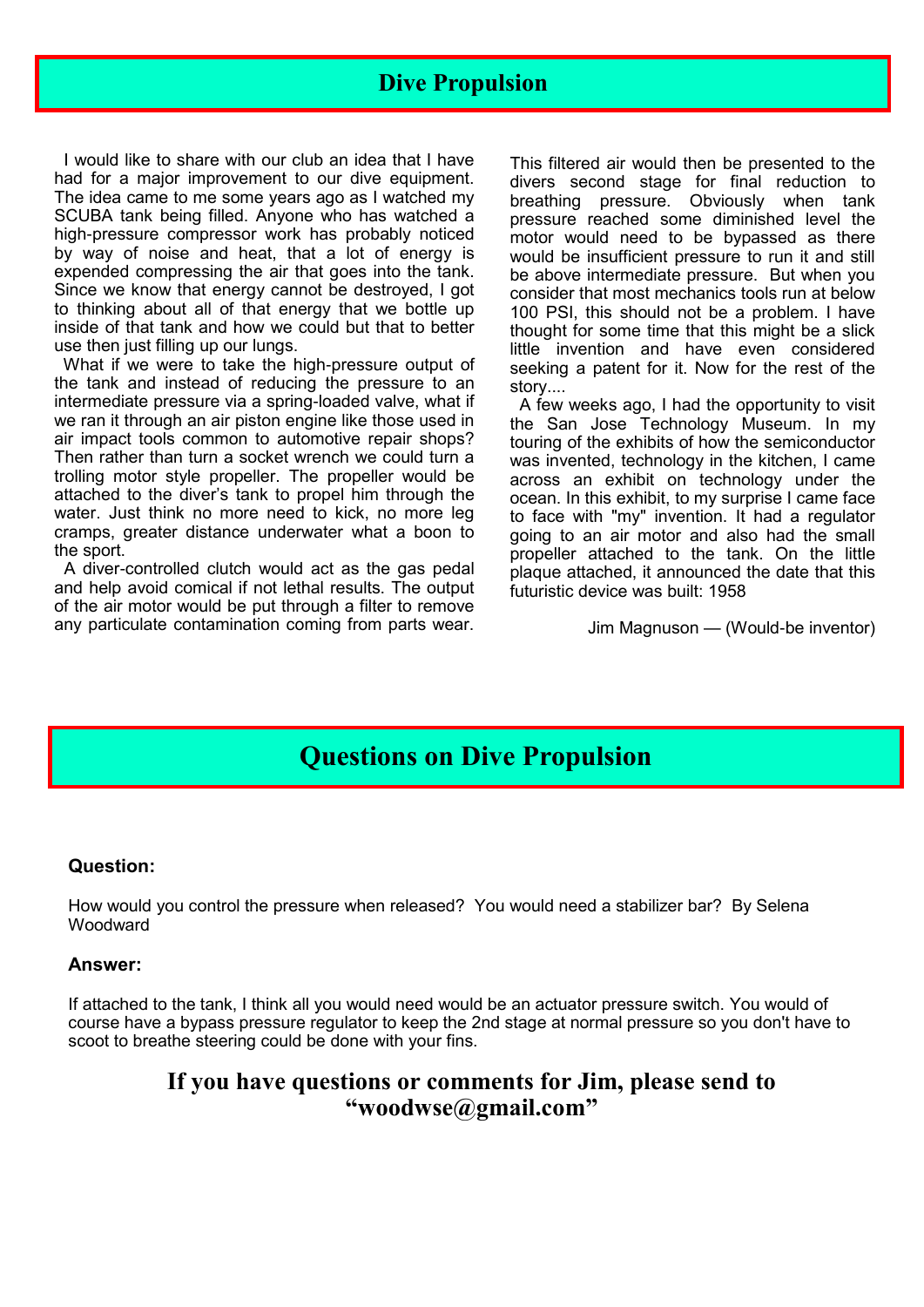## Dive Propulsion

I would like to share with our club an idea that I have had for a major improvement to our dive equipment. The idea came to me some years ago as I watched my SCUBA tank being filled. Anyone who has watched a high-pressure compressor work has probably noticed by way of noise and heat, that a lot of energy is expended compressing the air that goes into the tank. Since we know that energy cannot be destroyed, I got to thinking about all of that energy that we bottle up inside of that tank and how we could but that to better use then just filling up our lungs.

What if we were to take the high-pressure output of the tank and instead of reducing the pressure to an intermediate pressure via a spring-loaded valve, what if we ran it through an air piston engine like those used in air impact tools common to automotive repair shops? Then rather than turn a socket wrench we could turn a trolling motor style propeller. The propeller would be attached to the diver's tank to propel him through the water. Just think no more need to kick, no more leg cramps, greater distance underwater what a boon to the sport.

A diver-controlled clutch would act as the gas pedal and help avoid comical if not lethal results. The output of the air motor would be put through a filter to remove any particulate contamination coming from parts wear. This filtered air would then be presented to the divers second stage for final reduction to breathing pressure. Obviously when tank pressure reached some diminished level the motor would need to be bypassed as there would be insufficient pressure to run it and still be above intermediate pressure. But when you consider that most mechanics tools run at below 100 PSI, this should not be a problem. I have thought for some time that this might be a slick little invention and have even considered seeking a patent for it. Now for the rest of the story....

A few weeks ago, I had the opportunity to visit the San Jose Technology Museum. In my touring of the exhibits of how the semiconductor was invented, technology in the kitchen, I came across an exhibit on technology under the ocean. In this exhibit, to my surprise I came face to face with "my" invention. It had a regulator going to an air motor and also had the small propeller attached to the tank. On the little plaque attached, it announced the date that this futuristic device was built: 1958

Jim Magnuson — (Would-be inventor)

## Questions on Dive Propulsion

**Question:**

How would you control the pressure when released? You would need a stabilizer bar? By Selena Woodward

**Answer:**

If attached to the tank, I think all you would need would be an actuator pressure switch. You would of course have a bypass pressure regulator to keep the 2nd stage at normal pressure so you don't have to scoot to breathe steering could be done with your fins.

**If you have questions or comments for Jim, please send to "woodwse@gmail.com"**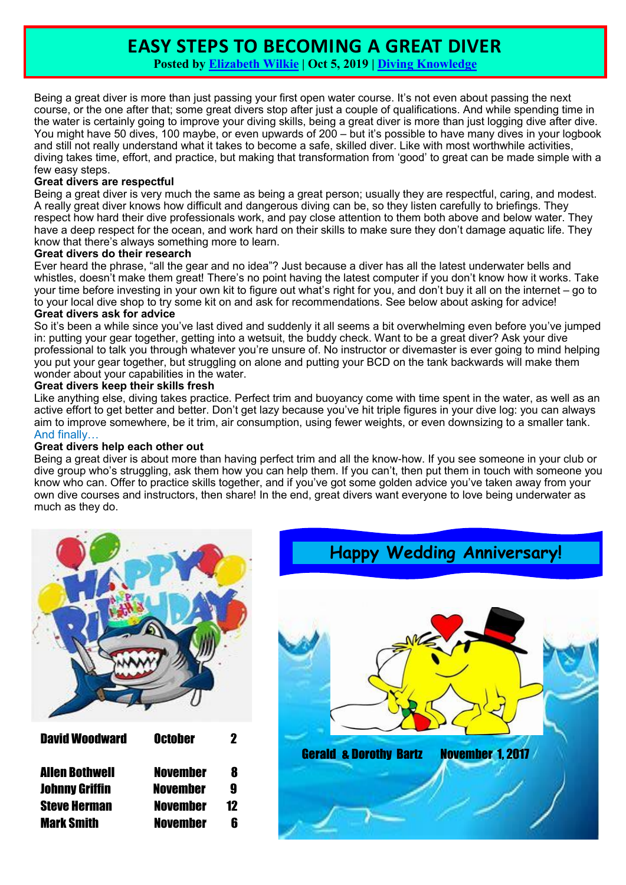# EASY STEPS TO BECOMING A GREAT DIVER

**Posted by Elizabeth Wilkie | Oct 5, 2019 | Diving Knowledge**

Being a great diver is more than just passing your first open water course. It's not even about passing the next course, or the one after that; some great divers stop after just a couple of qualifications. And while spending time in the water is certainly going to improve your diving skills, being a great diver is more than just logging dive after dive. You might have 50 dives, 100 maybe, or even upwards of 200 – but it's possible to have many dives in your logbook and still not really understand what it takes to become a safe, skilled diver. Like with most worthwhile activities, diving takes time, effort, and practice, but making that transformation from 'good' to great can be made simple with a few easy steps.

**Great divers are respectful**

Being a great diver is very much the same as being a great person; usually they are respectful, caring, and modest. A really great diver knows how difficult and dangerous diving can be, so they listen carefully to briefings. They respect how hard their dive professionals work, and pay close attention to them both above and below water. They have a deep respect for the ocean, and work hard on their skills to make sure they don't damage aquatic life. They know that there's always something more to learn.

**Great divers do their research**

Ever heard the phrase, "all the gear and no idea"? Just because a diver has all the latest underwater bells and whistles, doesn't make them great! There's no point having the latest computer if you don't know how it works. Take your time before investing in your own kit to figure out what's right for you, and don't buy it all on the internet – go to to your local dive shop to try some kit on and ask for recommendations. See below about asking for advice!

**Great divers ask for advice**

So it's been a while since you've last dived and suddenly it all seems a bit overwhelming even before you've jumped in: putting your gear together, getting into a wetsuit, the buddy check. Want to be a great diver? Ask your dive professional to talk you through whatever you're unsure of. No instructor or divemaster is ever going to mind helping you put your gear together, but struggling on alone and putting your BCD on the tank backwards will make them wonder about your capabilities in the water.

**Great divers keep their skills fresh**

Like anything else, diving takes practice. Perfect trim and buoyancy come with time spent in the water, as well as an active effort to get better and better. Don't get lazy because you've hit triple figures in your dive log: you can always aim to improve somewhere, be it trim, air consumption, using fewer weights, or even downsizing to a smaller tank.

And finally…

**Great divers help each other out**

Being a great diver is about more than having perfect trim and all the know-how. If you see someone in your club or dive group who's struggling, ask them how you can help them. If you can't, then put them in touch with someone you know who can. Offer to practice skills together, and if you've got some golden advice you've taken away from your own dive courses and instructors, then share! In the end, great divers want everyone to love being underwater as much as they do.

| Name | Month | Day |
|---|---|---|
| David Woodward | October | 2 |
| Allen Bothwell | November | 8 |
| Johnny Griffin | November | 9 |
| Steve Herman | November | 12 |
| Mark Smith | November | 6 |

## Happy Wedding Anniversary!

Gerald & Dorothy Bartz November 1, 2017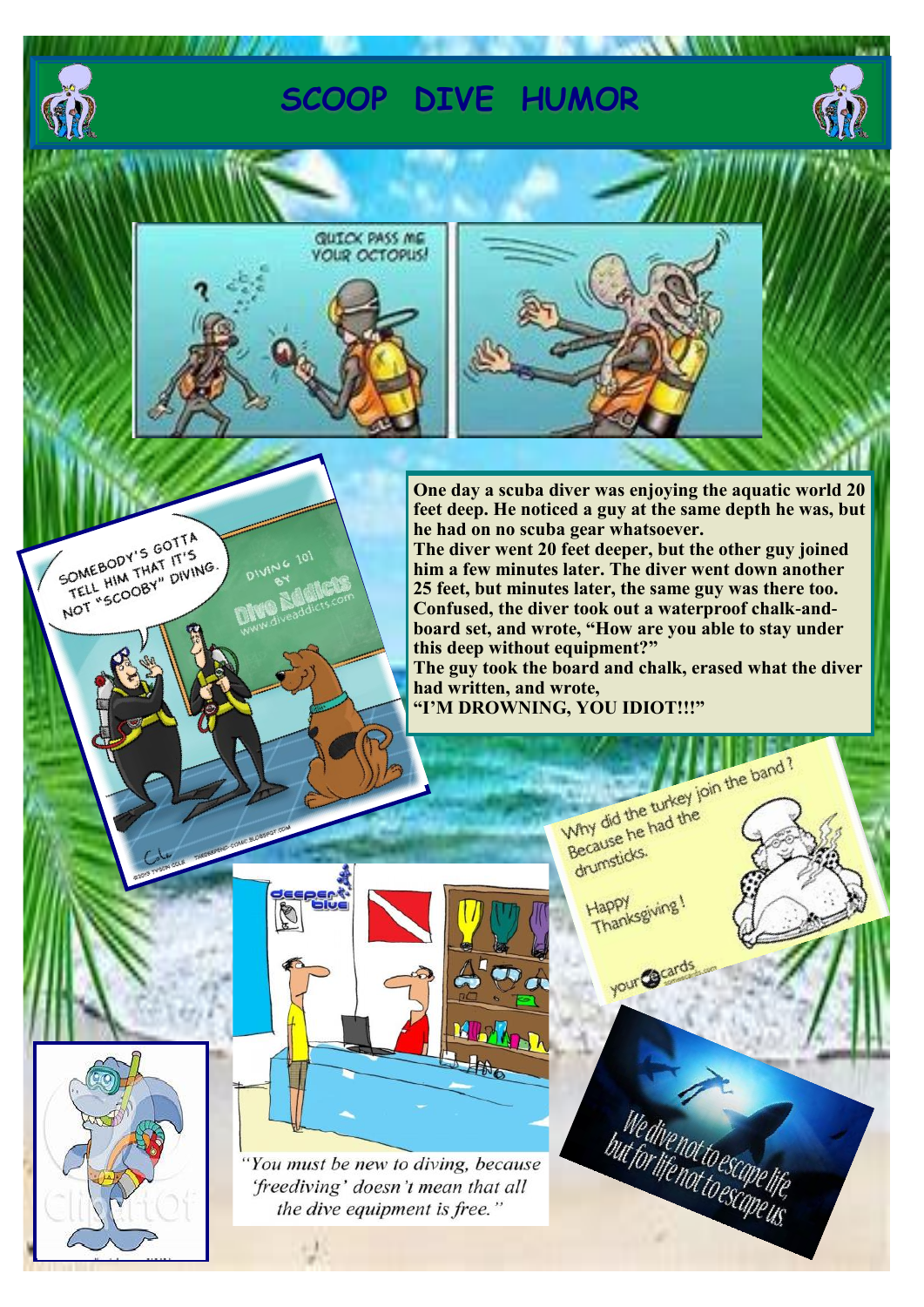# SCOOP DIVE HUMOR

QUICK PASS ME YOUR OCTOPUS!

SOMEBODY'S GOTTA TELL HIM THAT IT'S NOT "SCOOBY" DIVING.

DIVING 101 BY Dive Addicts www.diveaddicts.com

**One day a scuba diver was enjoying the aquatic world 20 feet deep. He noticed a guy at the same depth he was, but he had on no scuba gear whatsoever.**
**The diver went 20 feet deeper, but the other guy joined him a few minutes later. The diver went down another 25 feet, but minutes later, the same guy was there too. Confused, the diver took out a waterproof chalk-and-board set, and wrote, "How are you able to stay under this deep without equipment?"**
**The guy took the board and chalk, erased what the diver had written, and wrote,**
**"I'M DROWNING, YOU IDIOT!!!"**

Why did the turkey join the band? Because he had the drumsticks.

Happy Thanksgiving!

*"You must be new to diving, because 'freediving' doesn't mean that all the dive equipment is free."*

We dive not to escape life, but for life not to escape us.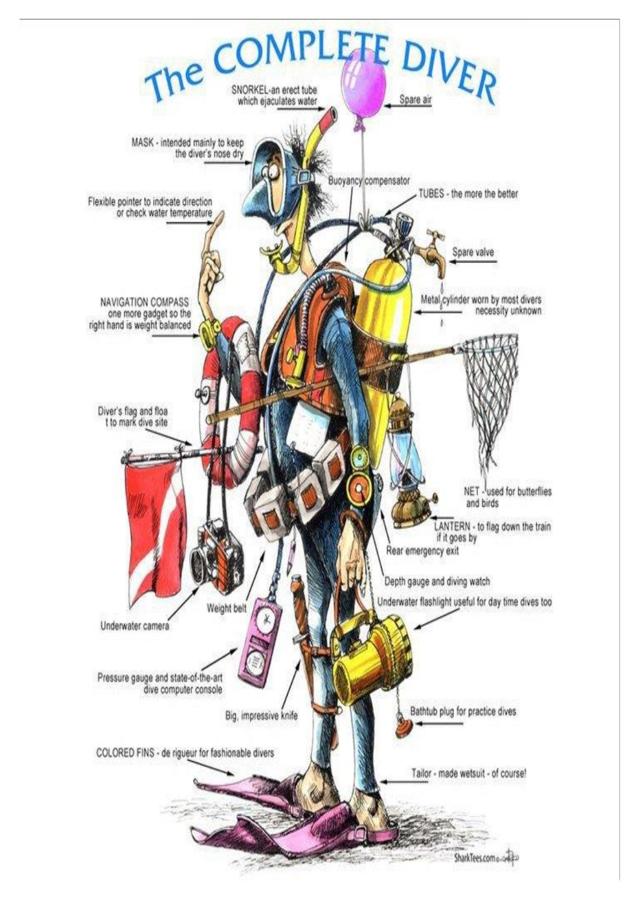# The COMPLETE DIVER

SNORKEL-an erect tube which ejaculates water

Spare air

MASK - intended mainly to keep the diver's nose dry

Buoyancy compensator

TUBES - the more the better

Flexible pointer to indicate direction or check water temperature

Spare valve

NAVIGATION COMPASS one more gadget so the right hand is weight balanced

Metal cylinder worn by most divers necessity unknown

Diver's flag and floa t to mark dive site

NET - used for butterflies and birds

LANTERN - to flag down the train if it goes by

Rear emergency exit

Depth gauge and diving watch

Underwater flashlight useful for day time dives too

Weight belt

Underwater camera

Pressure gauge and state-of-the-art dive computer console

Big, impressive knife

Bathtub plug for practice dives

COLORED FINS - de rigueur for fashionable divers

Tailor - made wetsuit - of course!

SharkTees.com